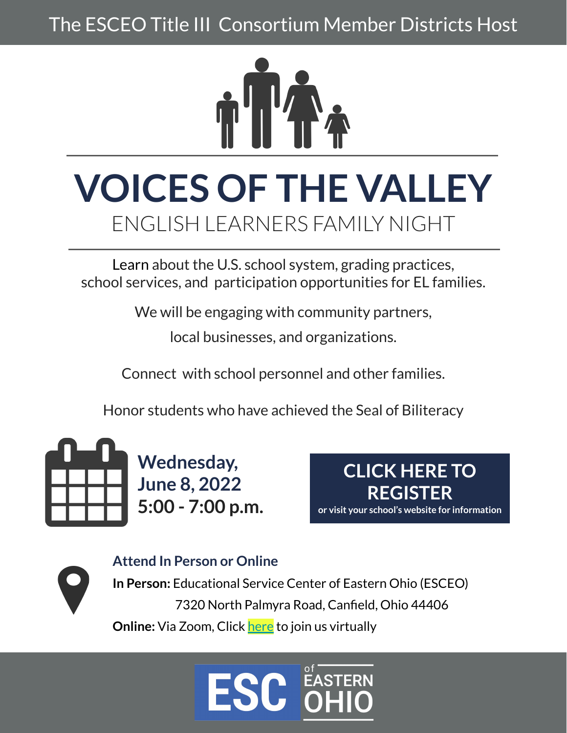The ESCEO Title III Consortium Member Districts Host

# VOICES OF THE VALLEY

## ENGLISH LEARNERS FAMILY NIGHT

Learn about the U.S. school system, grading practices, school services, and participation opportunities for EL families.

We will be engaging with community partners, local businesses, and organizations.

Connect with school personnel and other families.

Honor students who have achieved the Seal of Biliteracy

**Wednesday, June 8, 2022**
**5:00 - 7:00 p.m.**

**CLICK HERE TO REGISTER**
**or visit your school's website for information**

### Attend In Person or Online

**In Person:** Educational Service Center of Eastern Ohio (ESCEO)
7320 North Palmyra Road, Canfield, Ohio 44406

**Online:** Via Zoom, Click here to join us virtually

ESC of EASTERN OHIO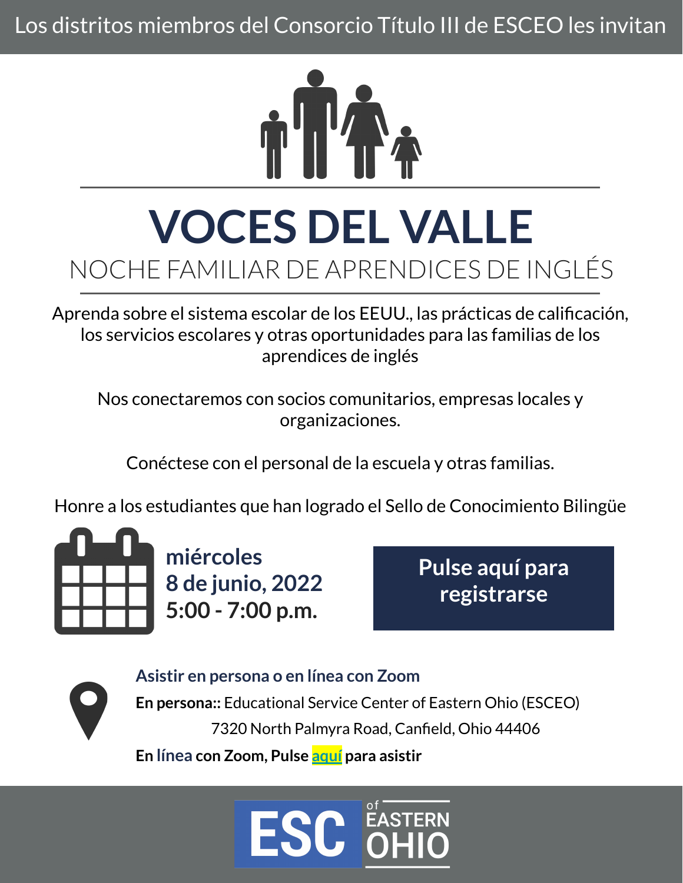Los distritos miembros del Consorcio Título III de ESCEO les invitan

# VOCES DEL VALLE

## NOCHE FAMILIAR DE APRENDICES DE INGLÉS

Aprenda sobre el sistema escolar de los EEUU., las prácticas de calificación, los servicios escolares y otras oportunidades para las familias de los aprendices de inglés

Nos conectaremos con socios comunitarios, empresas locales y organizaciones.

Conéctese con el personal de la escuela y otras familias.

Honre a los estudiantes que han logrado el Sello de Conocimiento Bilingüe

**miércoles**
**8 de junio, 2022**
**5:00 - 7:00 p.m.**

**Pulse aquí para registrarse**

**Asistir en persona o en línea con Zoom**

**En persona::** Educational Service Center of Eastern Ohio (ESCEO)
7320 North Palmyra Road, Canfield, Ohio 44406

**En línea con Zoom, Pulse aquí para asistir**

ESC of EASTERN OHIO